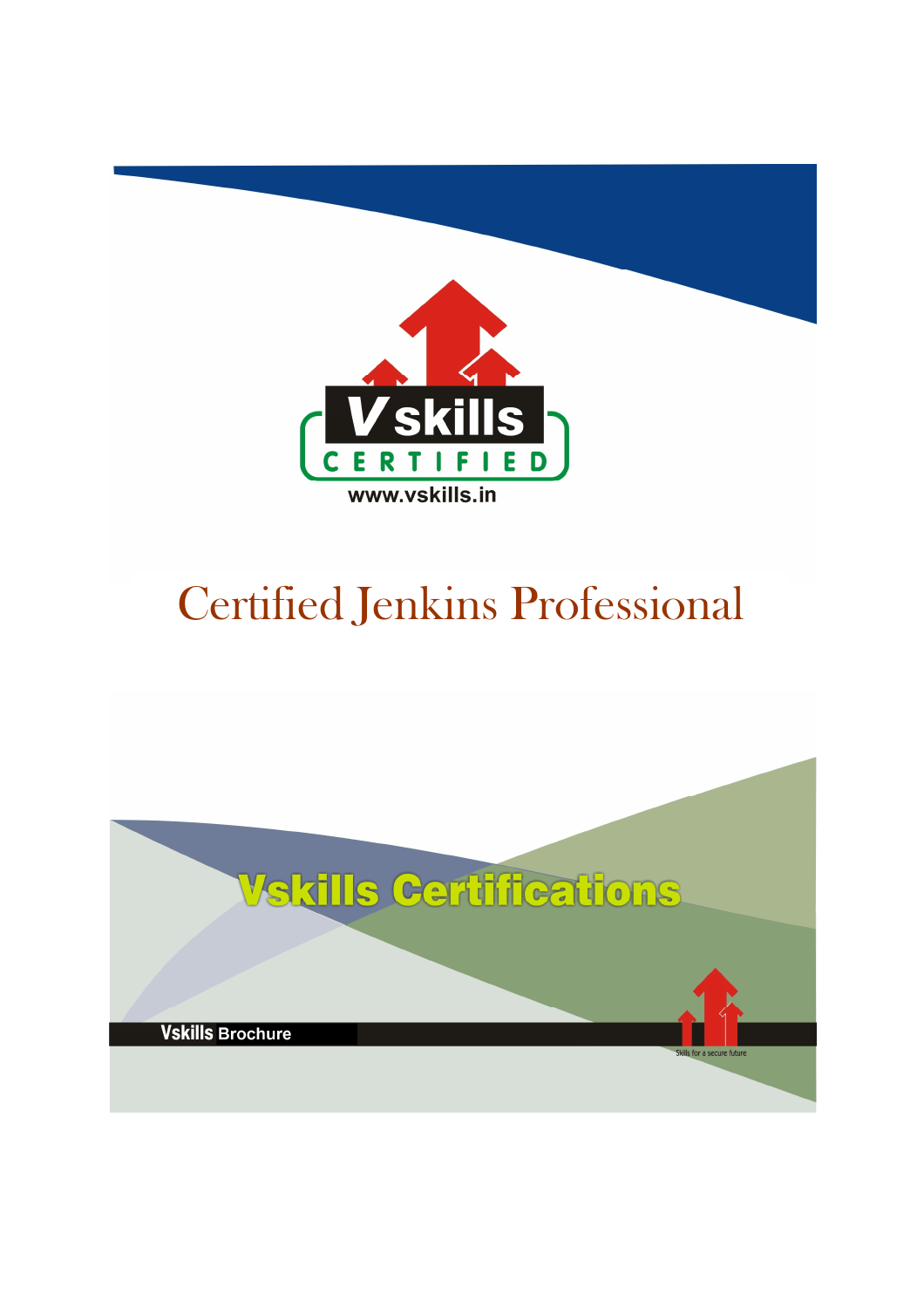Vskills CERTIFIED

www.vskills.in

# Certified Jenkins Professional

Vskills Certifications

Vskills Brochure

Skills for a secure future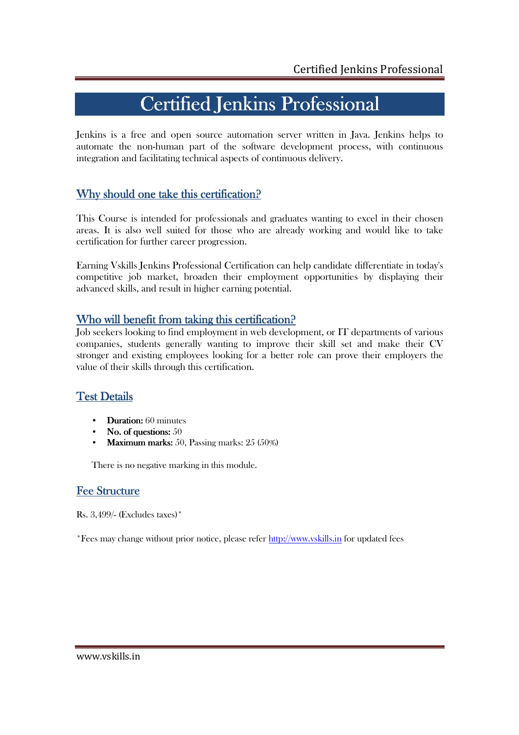# Certified Jenkins Professional

Jenkins is a free and open source automation server written in Java. Jenkins helps to automate the non-human part of the software development process, with continuous integration and facilitating technical aspects of continuous delivery.

## Why should one take this certification?

This Course is intended for professionals and graduates wanting to excel in their chosen areas. It is also well suited for those who are already working and would like to take certification for further career progression.

Earning Vskills Jenkins Professional Certification can help candidate differentiate in today's competitive job market, broaden their employment opportunities by displaying their advanced skills, and result in higher earning potential.

## Who will benefit from taking this certification?

Job seekers looking to find employment in web development, or IT departments of various companies, students generally wanting to improve their skill set and make their CV stronger and existing employees looking for a better role can prove their employers the value of their skills through this certification.

## Test Details

- **Duration:** 60 minutes
- **No. of questions:** 50
- **Maximum marks:** 50, Passing marks: 25 (50%)

There is no negative marking in this module.

## Fee Structure

Rs. 3,499/- (Excludes taxes)*

*Fees may change without prior notice, please refer http://www.vskills.in for updated fees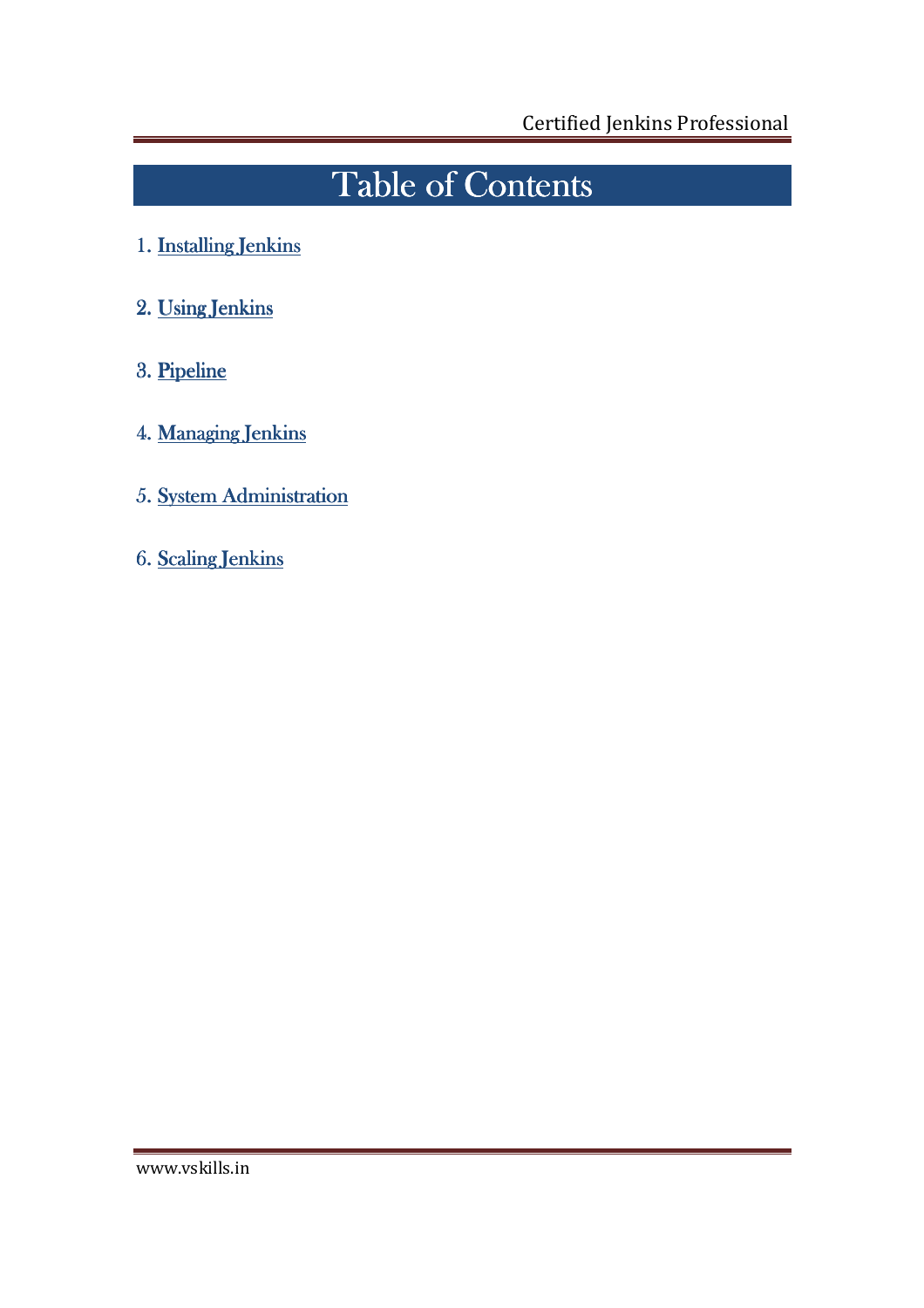# Table of Contents

1. Installing Jenkins
2. Using Jenkins
3. Pipeline
4. Managing Jenkins
5. System Administration
6. Scaling Jenkins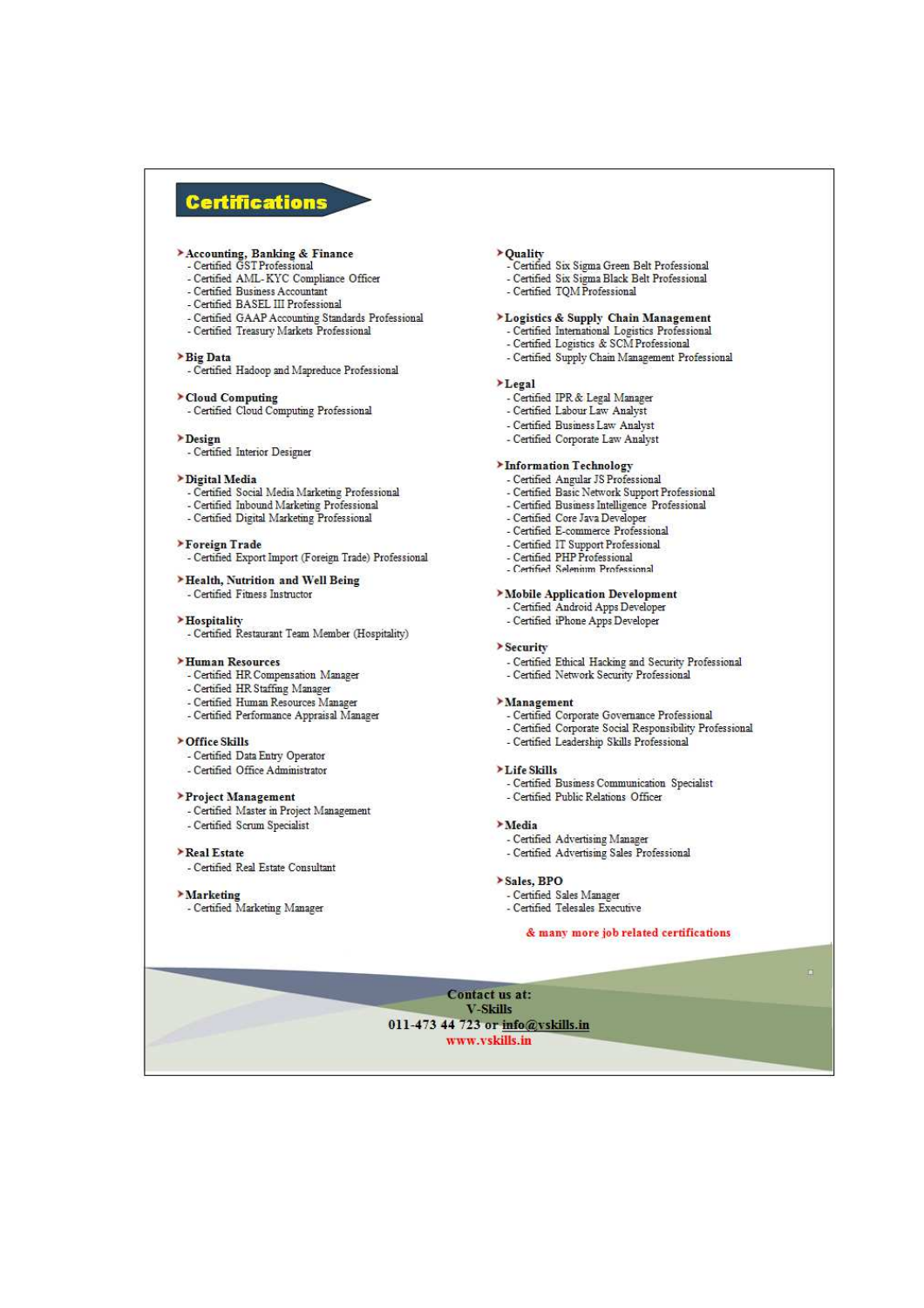# Certifications

**Accounting, Banking & Finance**
- Certified GST Professional
- Certified AML-KYC Compliance Officer
- Certified Business Accountant
- Certified BASEL III Professional
- Certified GAAP Accounting Standards Professional
- Certified Treasury Markets Professional

**Big Data**
- Certified Hadoop and Mapreduce Professional

**Cloud Computing**
- Certified Cloud Computing Professional

**Design**
- Certified Interior Designer

**Digital Media**
- Certified Social Media Marketing Professional
- Certified Inbound Marketing Professional
- Certified Digital Marketing Professional

**Foreign Trade**
- Certified Export Import (Foreign Trade) Professional

**Health, Nutrition and Well Being**
- Certified Fitness Instructor

**Hospitality**
- Certified Restaurant Team Member (Hospitality)

**Human Resources**
- Certified HR Compensation Manager
- Certified HR Staffing Manager
- Certified Human Resources Manager
- Certified Performance Appraisal Manager

**Office Skills**
- Certified Data Entry Operator
- Certified Office Administrator

**Project Management**
- Certified Master in Project Management
- Certified Scrum Specialist

**Real Estate**
- Certified Real Estate Consultant

**Marketing**
- Certified Marketing Manager

**Quality**
- Certified Six Sigma Green Belt Professional
- Certified Six Sigma Black Belt Professional
- Certified TQM Professional

**Logistics & Supply Chain Management**
- Certified International Logistics Professional
- Certified Logistics & SCM Professional
- Certified Supply Chain Management Professional

**Legal**
- Certified IPR & Legal Manager
- Certified Labour Law Analyst
- Certified Business Law Analyst
- Certified Corporate Law Analyst

**Information Technology**
- Certified Angular JS Professional
- Certified Basic Network Support Professional
- Certified Business Intelligence Professional
- Certified Core Java Developer
- Certified E-commerce Professional
- Certified IT Support Professional
- Certified PHP Professional
- Certified Selenium Professional

**Mobile Application Development**
- Certified Android Apps Developer
- Certified iPhone Apps Developer

**Security**
- Certified Ethical Hacking and Security Professional
- Certified Network Security Professional

**Management**
- Certified Corporate Governance Professional
- Certified Corporate Social Responsibility Professional
- Certified Leadership Skills Professional

**Life Skills**
- Certified Business Communication Specialist
- Certified Public Relations Officer

**Media**
- Certified Advertising Manager
- Certified Advertising Sales Professional

**Sales, BPO**
- Certified Sales Manager
- Certified Telesales Executive

**& many more job related certifications**

**Contact us at:**
**V-Skills**
**011-473 44 723 or info@vskills.in**
**www.vskills.in**